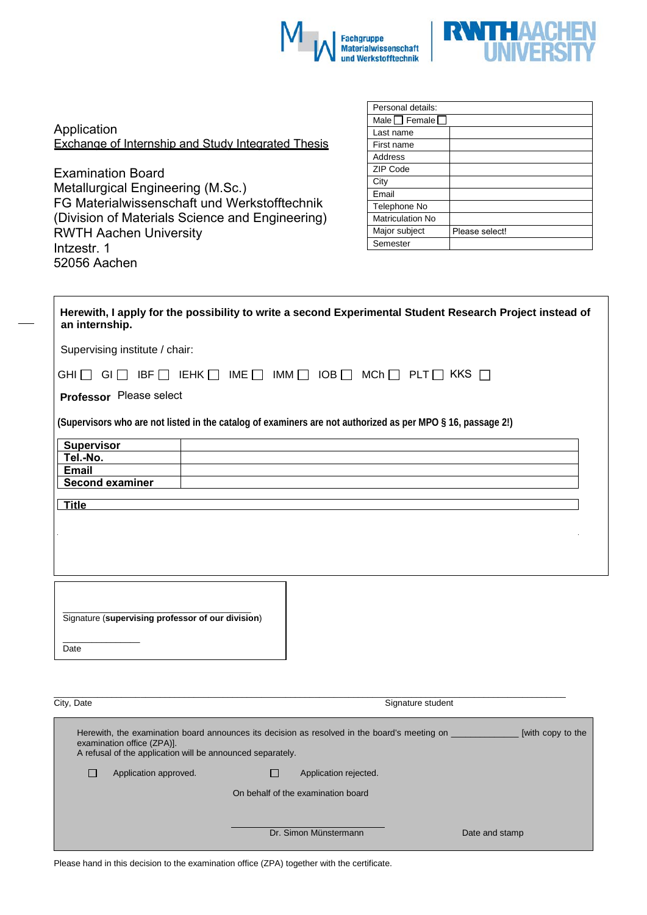Fachgruppe Materialwissenschaft und Werkstofftechnik | RWTH AACHEN UNIVERSITY

| Personal details: | |
|---|---|
| Male ☐ Female ☐ | |
| Last name | |
| First name | |
| Address | |
| ZIP Code | |
| City | |
| Email | |
| Telephone No | |
| Matriculation No | |
| Major subject | Please select! |
| Semester | |

Application
<u>Exchange of Internship and Study Integrated Thesis</u>

Examination Board
Metallurgical Engineering (M.Sc.)
FG Materialwissenschaft und Werkstofftechnik
(Division of Materials Science and Engineering)
RWTH Aachen University
Intzestr. 1
52056 Aachen

**Herewith, I apply for the possibility to write a second Experimental Student Research Project instead of an internship.**

Supervising institute / chair:

GHI ☐ GI ☐ IBF ☐ IEHK ☐ IME ☐ IMM ☐ IOB ☐ MCh ☐ PLT ☐ KKS ☐

**Professor** Please select

**(Supervisors who are not listed in the catalog of examiners are not authorized as per MPO § 16, passage 2!)**

| **Supervisor** | |
|---|---|
| **Tel.-No.** | |
| **Email** | |
| **Second examiner** | |

| **Title** |
|---|

_______________________________
Signature (**supervising professor of our division**)

_______________
Date

_______________________________________________________________________________

City, Date Signature student

Herewith, the examination board announces its decision as resolved in the board's meeting on _____________ [with copy to the examination office (ZPA)].
A refusal of the application will be announced separately.

☐ Application approved. ☐ Application rejected.

On behalf of the examination board

_______________________________
Dr. Simon Münstermann Date and stamp

Please hand in this decision to the examination office (ZPA) together with the certificate.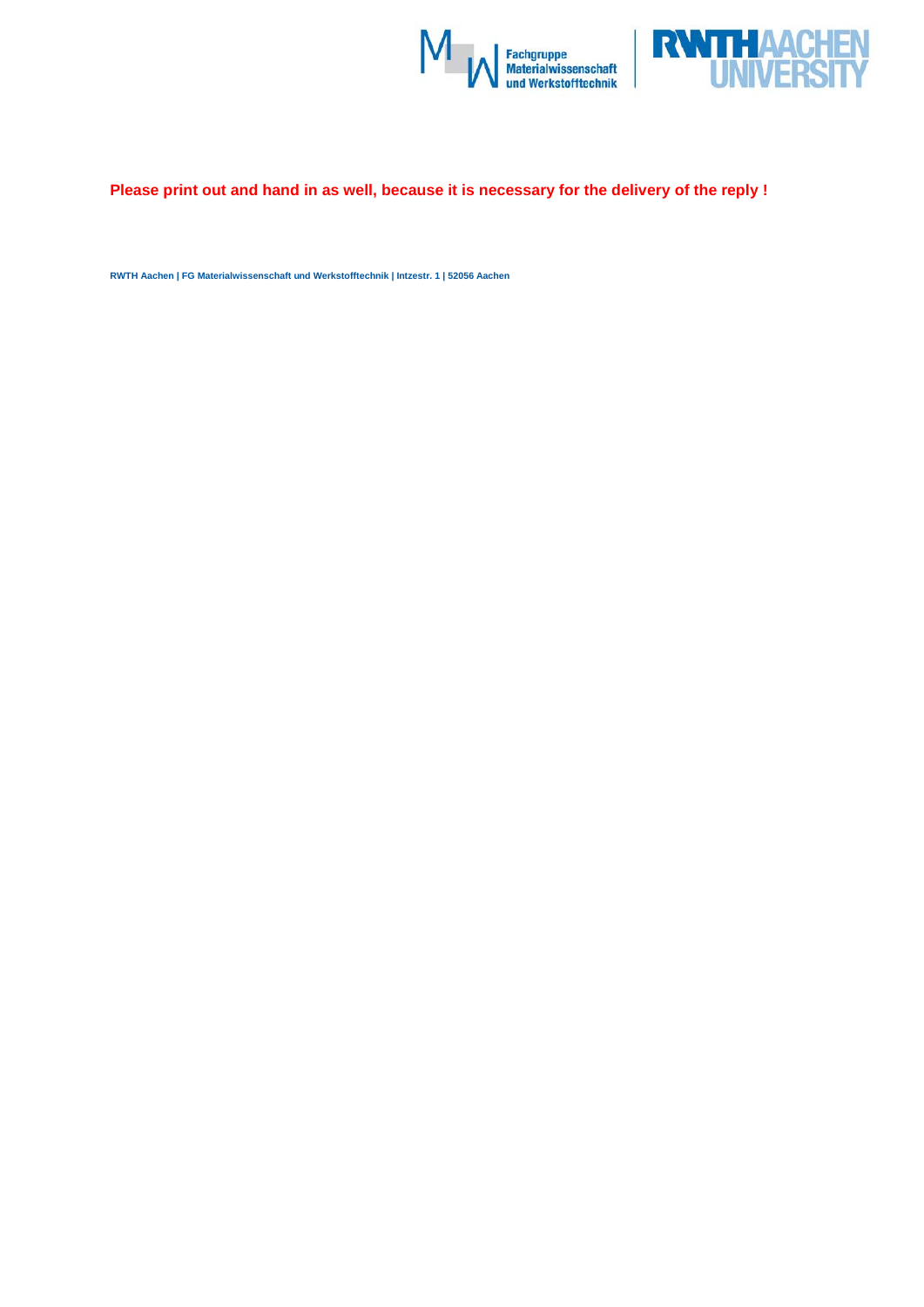**Please print out and hand in as well, because it is necessary for the delivery of the reply !**

RWTH Aachen | FG Materialwissenschaft und Werkstofftechnik | Intzestr. 1 | 52056 Aachen